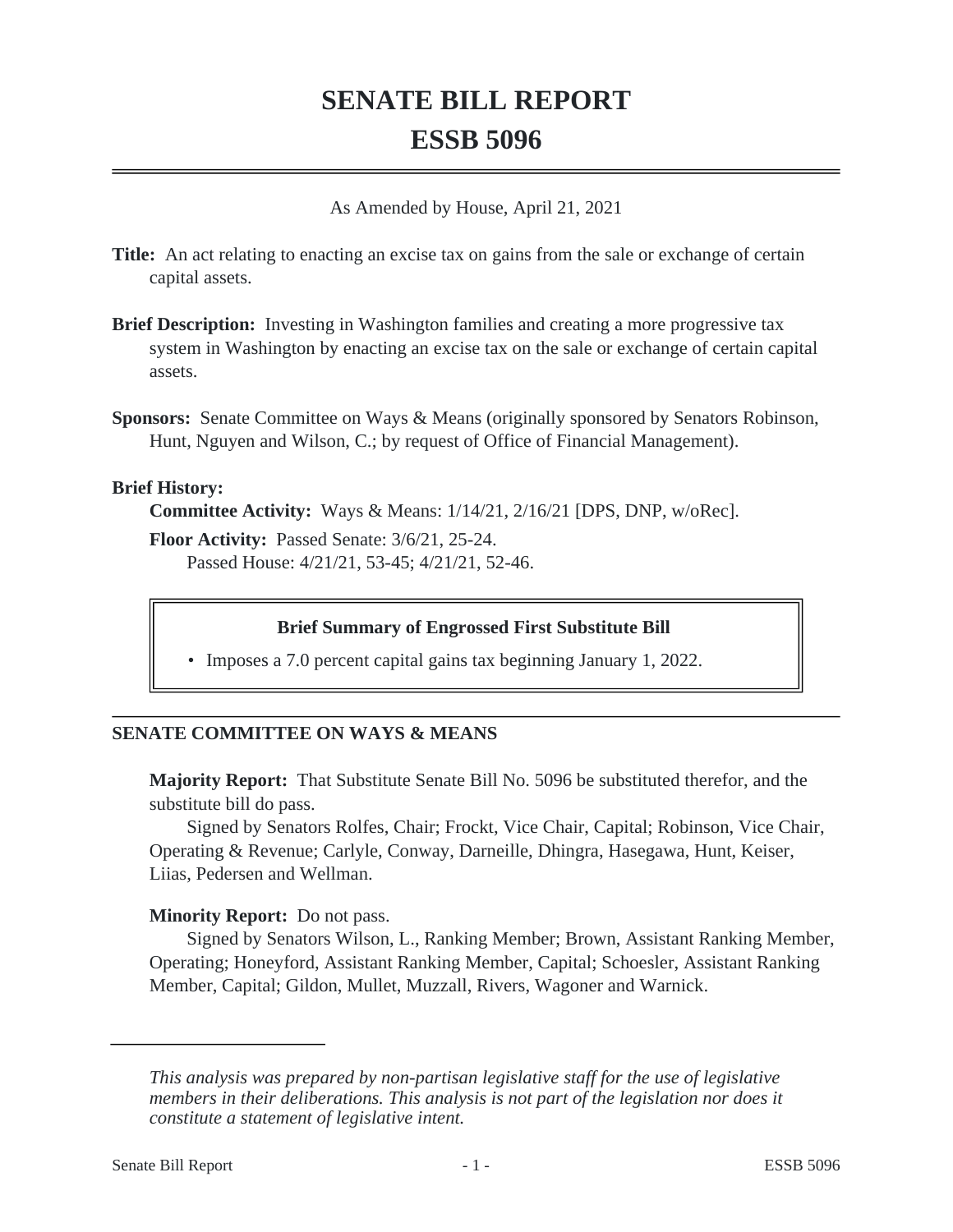# SENATE BILL REPORT
# ESSB 5096

As Amended by House, April 21, 2021

**Title:** An act relating to enacting an excise tax on gains from the sale or exchange of certain capital assets.

**Brief Description:** Investing in Washington families and creating a more progressive tax system in Washington by enacting an excise tax on the sale or exchange of certain capital assets.

**Sponsors:** Senate Committee on Ways & Means (originally sponsored by Senators Robinson, Hunt, Nguyen and Wilson, C.; by request of Office of Financial Management).

**Brief History:**

**Committee Activity:** Ways & Means: 1/14/21, 2/16/21 [DPS, DNP, w/oRec].

**Floor Activity:** Passed Senate: 3/6/21, 25-24.
Passed House: 4/21/21, 53-45; 4/21/21, 52-46.

**Brief Summary of Engrossed First Substitute Bill**

- Imposes a 7.0 percent capital gains tax beginning January 1, 2022.

## SENATE COMMITTEE ON WAYS & MEANS

**Majority Report:** That Substitute Senate Bill No. 5096 be substituted therefor, and the substitute bill do pass.

Signed by Senators Rolfes, Chair; Frockt, Vice Chair, Capital; Robinson, Vice Chair, Operating & Revenue; Carlyle, Conway, Darneille, Dhingra, Hasegawa, Hunt, Keiser, Liias, Pedersen and Wellman.

**Minority Report:** Do not pass.

Signed by Senators Wilson, L., Ranking Member; Brown, Assistant Ranking Member, Operating; Honeyford, Assistant Ranking Member, Capital; Schoesler, Assistant Ranking Member, Capital; Gildon, Mullet, Muzzall, Rivers, Wagoner and Warnick.

---

*This analysis was prepared by non-partisan legislative staff for the use of legislative members in their deliberations. This analysis is not part of the legislation nor does it constitute a statement of legislative intent.*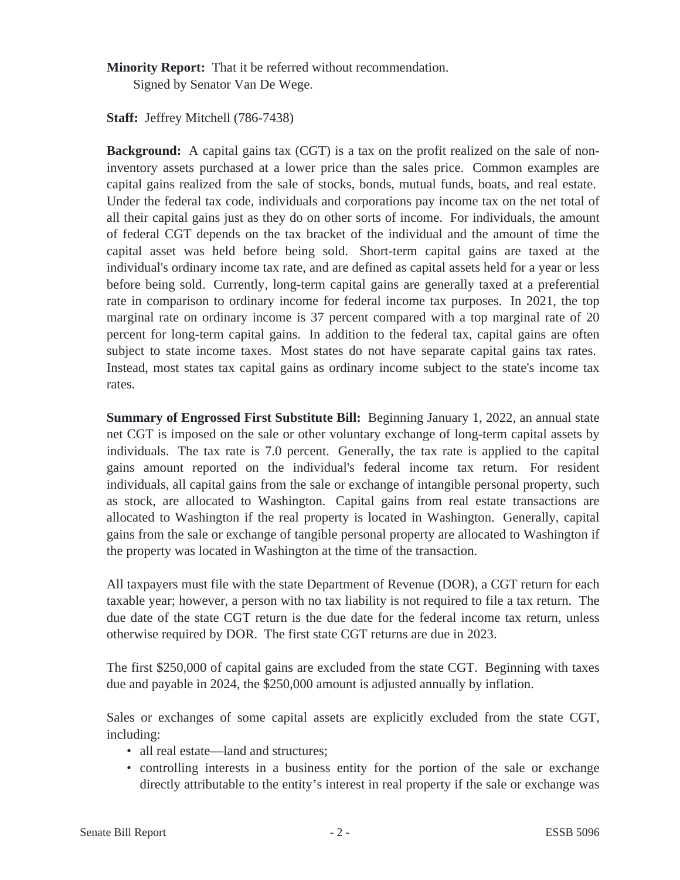**Minority Report:** That it be referred without recommendation.
Signed by Senator Van De Wege.

**Staff:** Jeffrey Mitchell (786-7438)

**Background:** A capital gains tax (CGT) is a tax on the profit realized on the sale of non-inventory assets purchased at a lower price than the sales price. Common examples are capital gains realized from the sale of stocks, bonds, mutual funds, boats, and real estate. Under the federal tax code, individuals and corporations pay income tax on the net total of all their capital gains just as they do on other sorts of income. For individuals, the amount of federal CGT depends on the tax bracket of the individual and the amount of time the capital asset was held before being sold. Short-term capital gains are taxed at the individual's ordinary income tax rate, and are defined as capital assets held for a year or less before being sold. Currently, long-term capital gains are generally taxed at a preferential rate in comparison to ordinary income for federal income tax purposes. In 2021, the top marginal rate on ordinary income is 37 percent compared with a top marginal rate of 20 percent for long-term capital gains. In addition to the federal tax, capital gains are often subject to state income taxes. Most states do not have separate capital gains tax rates. Instead, most states tax capital gains as ordinary income subject to the state's income tax rates.

**Summary of Engrossed First Substitute Bill:** Beginning January 1, 2022, an annual state net CGT is imposed on the sale or other voluntary exchange of long-term capital assets by individuals. The tax rate is 7.0 percent. Generally, the tax rate is applied to the capital gains amount reported on the individual's federal income tax return. For resident individuals, all capital gains from the sale or exchange of intangible personal property, such as stock, are allocated to Washington. Capital gains from real estate transactions are allocated to Washington if the real property is located in Washington. Generally, capital gains from the sale or exchange of tangible personal property are allocated to Washington if the property was located in Washington at the time of the transaction.

All taxpayers must file with the state Department of Revenue (DOR), a CGT return for each taxable year; however, a person with no tax liability is not required to file a tax return. The due date of the state CGT return is the due date for the federal income tax return, unless otherwise required by DOR. The first state CGT returns are due in 2023.

The first $250,000 of capital gains are excluded from the state CGT. Beginning with taxes due and payable in 2024, the $250,000 amount is adjusted annually by inflation.

Sales or exchanges of some capital assets are explicitly excluded from the state CGT, including:

- all real estate—land and structures;
- controlling interests in a business entity for the portion of the sale or exchange directly attributable to the entity's interest in real property if the sale or exchange was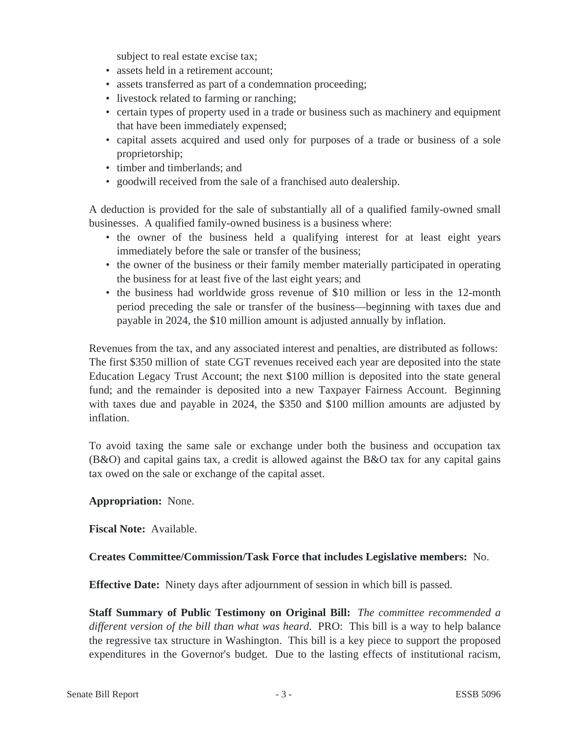subject to real estate excise tax;

- assets held in a retirement account;
- assets transferred as part of a condemnation proceeding;
- livestock related to farming or ranching;
- certain types of property used in a trade or business such as machinery and equipment that have been immediately expensed;
- capital assets acquired and used only for purposes of a trade or business of a sole proprietorship;
- timber and timberlands; and
- goodwill received from the sale of a franchised auto dealership.

A deduction is provided for the sale of substantially all of a qualified family-owned small businesses. A qualified family-owned business is a business where:

- the owner of the business held a qualifying interest for at least eight years immediately before the sale or transfer of the business;
- the owner of the business or their family member materially participated in operating the business for at least five of the last eight years; and
- the business had worldwide gross revenue of $10 million or less in the 12-month period preceding the sale or transfer of the business—beginning with taxes due and payable in 2024, the $10 million amount is adjusted annually by inflation.

Revenues from the tax, and any associated interest and penalties, are distributed as follows: The first $350 million of state CGT revenues received each year are deposited into the state Education Legacy Trust Account; the next $100 million is deposited into the state general fund; and the remainder is deposited into a new Taxpayer Fairness Account. Beginning with taxes due and payable in 2024, the $350 and $100 million amounts are adjusted by inflation.

To avoid taxing the same sale or exchange under both the business and occupation tax (B&O) and capital gains tax, a credit is allowed against the B&O tax for any capital gains tax owed on the sale or exchange of the capital asset.

**Appropriation:** None.

**Fiscal Note:** Available.

**Creates Committee/Commission/Task Force that includes Legislative members:** No.

**Effective Date:** Ninety days after adjournment of session in which bill is passed.

**Staff Summary of Public Testimony on Original Bill:** *The committee recommended a different version of the bill than what was heard.* PRO: This bill is a way to help balance the regressive tax structure in Washington. This bill is a key piece to support the proposed expenditures in the Governor's budget. Due to the lasting effects of institutional racism,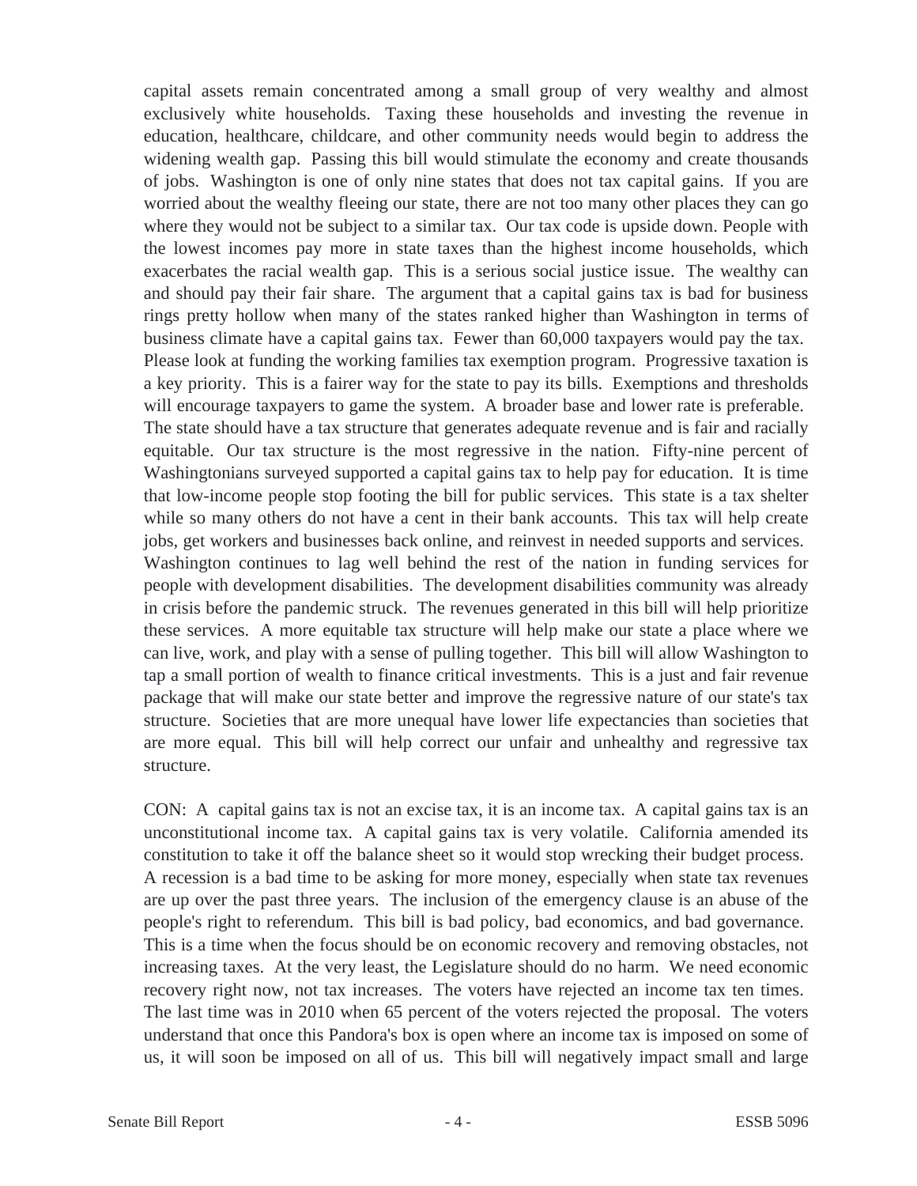capital assets remain concentrated among a small group of very wealthy and almost exclusively white households. Taxing these households and investing the revenue in education, healthcare, childcare, and other community needs would begin to address the widening wealth gap. Passing this bill would stimulate the economy and create thousands of jobs. Washington is one of only nine states that does not tax capital gains. If you are worried about the wealthy fleeing our state, there are not too many other places they can go where they would not be subject to a similar tax. Our tax code is upside down. People with the lowest incomes pay more in state taxes than the highest income households, which exacerbates the racial wealth gap. This is a serious social justice issue. The wealthy can and should pay their fair share. The argument that a capital gains tax is bad for business rings pretty hollow when many of the states ranked higher than Washington in terms of business climate have a capital gains tax. Fewer than 60,000 taxpayers would pay the tax. Please look at funding the working families tax exemption program. Progressive taxation is a key priority. This is a fairer way for the state to pay its bills. Exemptions and thresholds will encourage taxpayers to game the system. A broader base and lower rate is preferable. The state should have a tax structure that generates adequate revenue and is fair and racially equitable. Our tax structure is the most regressive in the nation. Fifty-nine percent of Washingtonians surveyed supported a capital gains tax to help pay for education. It is time that low-income people stop footing the bill for public services. This state is a tax shelter while so many others do not have a cent in their bank accounts. This tax will help create jobs, get workers and businesses back online, and reinvest in needed supports and services. Washington continues to lag well behind the rest of the nation in funding services for people with development disabilities. The development disabilities community was already in crisis before the pandemic struck. The revenues generated in this bill will help prioritize these services. A more equitable tax structure will help make our state a place where we can live, work, and play with a sense of pulling together. This bill will allow Washington to tap a small portion of wealth to finance critical investments. This is a just and fair revenue package that will make our state better and improve the regressive nature of our state's tax structure. Societies that are more unequal have lower life expectancies than societies that are more equal. This bill will help correct our unfair and unhealthy and regressive tax structure.

CON: A capital gains tax is not an excise tax, it is an income tax. A capital gains tax is an unconstitutional income tax. A capital gains tax is very volatile. California amended its constitution to take it off the balance sheet so it would stop wrecking their budget process. A recession is a bad time to be asking for more money, especially when state tax revenues are up over the past three years. The inclusion of the emergency clause is an abuse of the people's right to referendum. This bill is bad policy, bad economics, and bad governance. This is a time when the focus should be on economic recovery and removing obstacles, not increasing taxes. At the very least, the Legislature should do no harm. We need economic recovery right now, not tax increases. The voters have rejected an income tax ten times. The last time was in 2010 when 65 percent of the voters rejected the proposal. The voters understand that once this Pandora's box is open where an income tax is imposed on some of us, it will soon be imposed on all of us. This bill will negatively impact small and large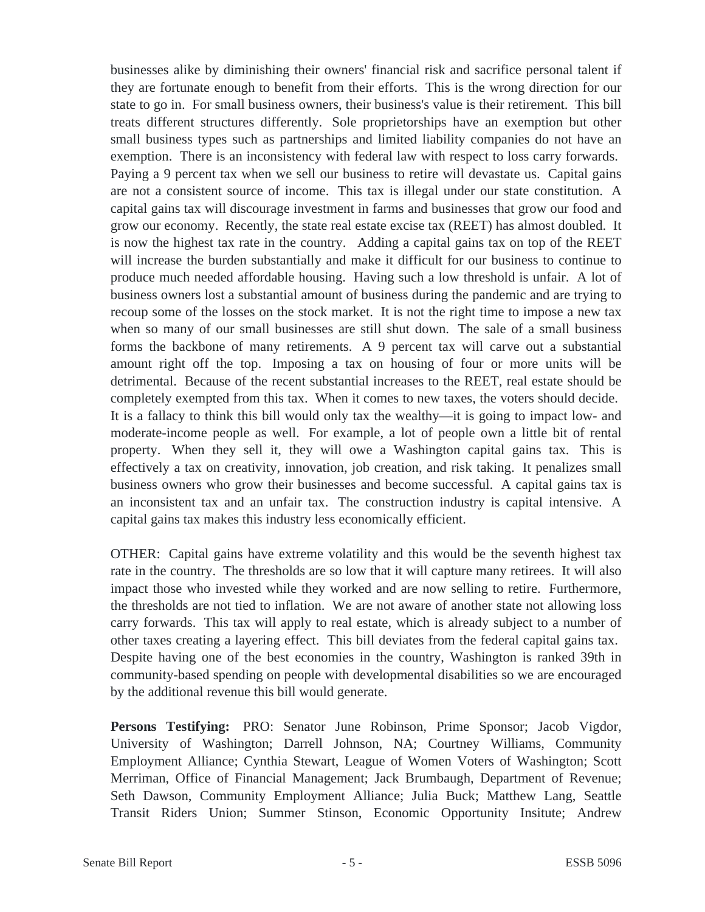businesses alike by diminishing their owners' financial risk and sacrifice personal talent if they are fortunate enough to benefit from their efforts. This is the wrong direction for our state to go in. For small business owners, their business's value is their retirement. This bill treats different structures differently. Sole proprietorships have an exemption but other small business types such as partnerships and limited liability companies do not have an exemption. There is an inconsistency with federal law with respect to loss carry forwards. Paying a 9 percent tax when we sell our business to retire will devastate us. Capital gains are not a consistent source of income. This tax is illegal under our state constitution. A capital gains tax will discourage investment in farms and businesses that grow our food and grow our economy. Recently, the state real estate excise tax (REET) has almost doubled. It is now the highest tax rate in the country. Adding a capital gains tax on top of the REET will increase the burden substantially and make it difficult for our business to continue to produce much needed affordable housing. Having such a low threshold is unfair. A lot of business owners lost a substantial amount of business during the pandemic and are trying to recoup some of the losses on the stock market. It is not the right time to impose a new tax when so many of our small businesses are still shut down. The sale of a small business forms the backbone of many retirements. A 9 percent tax will carve out a substantial amount right off the top. Imposing a tax on housing of four or more units will be detrimental. Because of the recent substantial increases to the REET, real estate should be completely exempted from this tax. When it comes to new taxes, the voters should decide. It is a fallacy to think this bill would only tax the wealthy—it is going to impact low- and moderate-income people as well. For example, a lot of people own a little bit of rental property. When they sell it, they will owe a Washington capital gains tax. This is effectively a tax on creativity, innovation, job creation, and risk taking. It penalizes small business owners who grow their businesses and become successful. A capital gains tax is an inconsistent tax and an unfair tax. The construction industry is capital intensive. A capital gains tax makes this industry less economically efficient.

OTHER: Capital gains have extreme volatility and this would be the seventh highest tax rate in the country. The thresholds are so low that it will capture many retirees. It will also impact those who invested while they worked and are now selling to retire. Furthermore, the thresholds are not tied to inflation. We are not aware of another state not allowing loss carry forwards. This tax will apply to real estate, which is already subject to a number of other taxes creating a layering effect. This bill deviates from the federal capital gains tax. Despite having one of the best economies in the country, Washington is ranked 39th in community-based spending on people with developmental disabilities so we are encouraged by the additional revenue this bill would generate.

**Persons Testifying:** PRO: Senator June Robinson, Prime Sponsor; Jacob Vigdor, University of Washington; Darrell Johnson, NA; Courtney Williams, Community Employment Alliance; Cynthia Stewart, League of Women Voters of Washington; Scott Merriman, Office of Financial Management; Jack Brumbaugh, Department of Revenue; Seth Dawson, Community Employment Alliance; Julia Buck; Matthew Lang, Seattle Transit Riders Union; Summer Stinson, Economic Opportunity Insitute; Andrew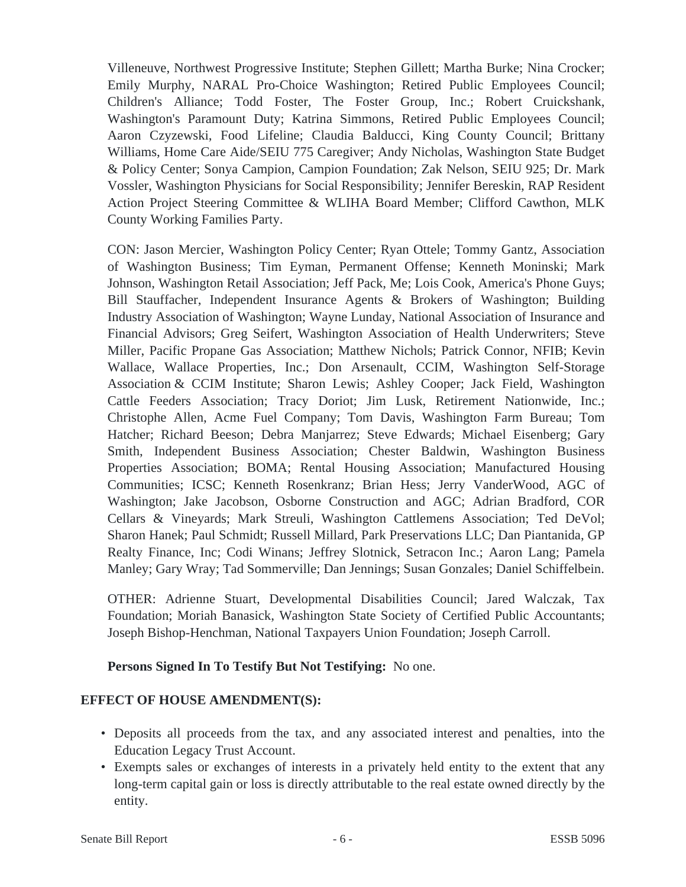Villeneuve, Northwest Progressive Institute; Stephen Gillett; Martha Burke; Nina Crocker; Emily Murphy, NARAL Pro-Choice Washington; Retired Public Employees Council; Children's Alliance; Todd Foster, The Foster Group, Inc.; Robert Cruickshank, Washington's Paramount Duty; Katrina Simmons, Retired Public Employees Council; Aaron Czyzewski, Food Lifeline; Claudia Balducci, King County Council; Brittany Williams, Home Care Aide/SEIU 775 Caregiver; Andy Nicholas, Washington State Budget & Policy Center; Sonya Campion, Campion Foundation; Zak Nelson, SEIU 925; Dr. Mark Vossler, Washington Physicians for Social Responsibility; Jennifer Bereskin, RAP Resident Action Project Steering Committee & WLIHA Board Member; Clifford Cawthon, MLK County Working Families Party.

CON: Jason Mercier, Washington Policy Center; Ryan Ottele; Tommy Gantz, Association of Washington Business; Tim Eyman, Permanent Offense; Kenneth Moninski; Mark Johnson, Washington Retail Association; Jeff Pack, Me; Lois Cook, America's Phone Guys; Bill Stauffacher, Independent Insurance Agents & Brokers of Washington; Building Industry Association of Washington; Wayne Lunday, National Association of Insurance and Financial Advisors; Greg Seifert, Washington Association of Health Underwriters; Steve Miller, Pacific Propane Gas Association; Matthew Nichols; Patrick Connor, NFIB; Kevin Wallace, Wallace Properties, Inc.; Don Arsenault, CCIM, Washington Self-Storage Association & CCIM Institute; Sharon Lewis; Ashley Cooper; Jack Field, Washington Cattle Feeders Association; Tracy Doriot; Jim Lusk, Retirement Nationwide, Inc.; Christophe Allen, Acme Fuel Company; Tom Davis, Washington Farm Bureau; Tom Hatcher; Richard Beeson; Debra Manjarrez; Steve Edwards; Michael Eisenberg; Gary Smith, Independent Business Association; Chester Baldwin, Washington Business Properties Association; BOMA; Rental Housing Association; Manufactured Housing Communities; ICSC; Kenneth Rosenkranz; Brian Hess; Jerry VanderWood, AGC of Washington; Jake Jacobson, Osborne Construction and AGC; Adrian Bradford, COR Cellars & Vineyards; Mark Streuli, Washington Cattlemens Association; Ted DeVol; Sharon Hanek; Paul Schmidt; Russell Millard, Park Preservations LLC; Dan Piantanida, GP Realty Finance, Inc; Codi Winans; Jeffrey Slotnick, Setracon Inc.; Aaron Lang; Pamela Manley; Gary Wray; Tad Sommerville; Dan Jennings; Susan Gonzales; Daniel Schiffelbein.

OTHER: Adrienne Stuart, Developmental Disabilities Council; Jared Walczak, Tax Foundation; Moriah Banasick, Washington State Society of Certified Public Accountants; Joseph Bishop-Henchman, National Taxpayers Union Foundation; Joseph Carroll.

**Persons Signed In To Testify But Not Testifying:** No one.

## EFFECT OF HOUSE AMENDMENT(S):

- Deposits all proceeds from the tax, and any associated interest and penalties, into the Education Legacy Trust Account.
- Exempts sales or exchanges of interests in a privately held entity to the extent that any long-term capital gain or loss is directly attributable to the real estate owned directly by the entity.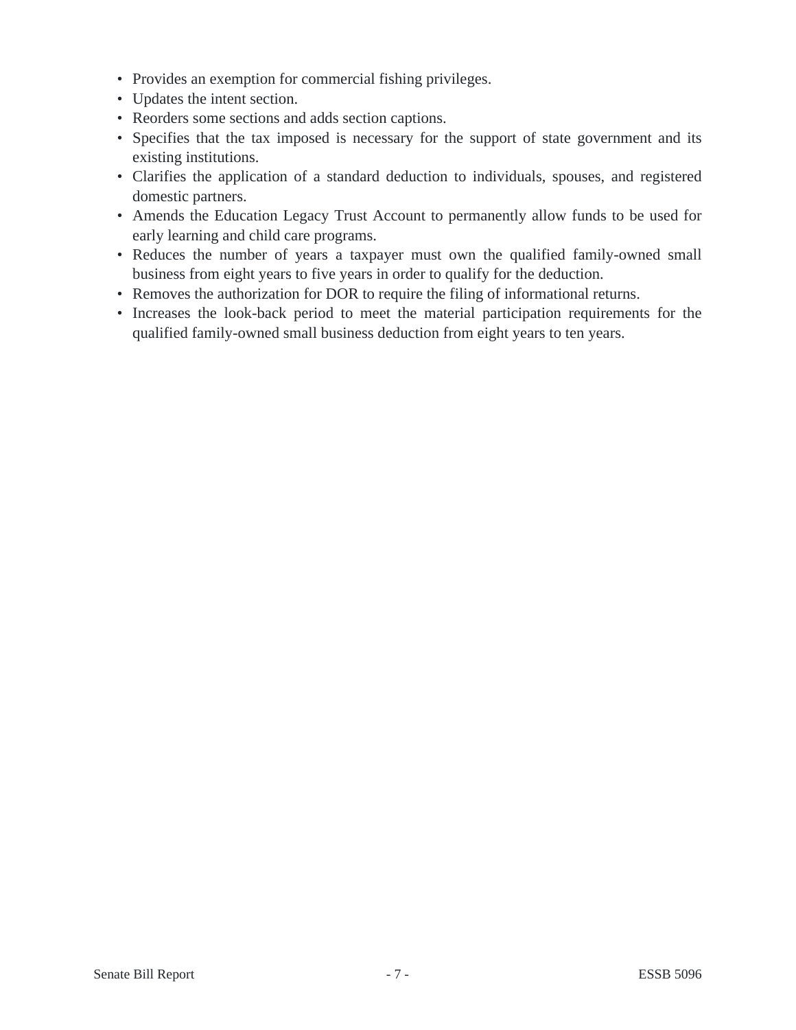- Provides an exemption for commercial fishing privileges.
- Updates the intent section.
- Reorders some sections and adds section captions.
- Specifies that the tax imposed is necessary for the support of state government and its existing institutions.
- Clarifies the application of a standard deduction to individuals, spouses, and registered domestic partners.
- Amends the Education Legacy Trust Account to permanently allow funds to be used for early learning and child care programs.
- Reduces the number of years a taxpayer must own the qualified family-owned small business from eight years to five years in order to qualify for the deduction.
- Removes the authorization for DOR to require the filing of informational returns.
- Increases the look-back period to meet the material participation requirements for the qualified family-owned small business deduction from eight years to ten years.